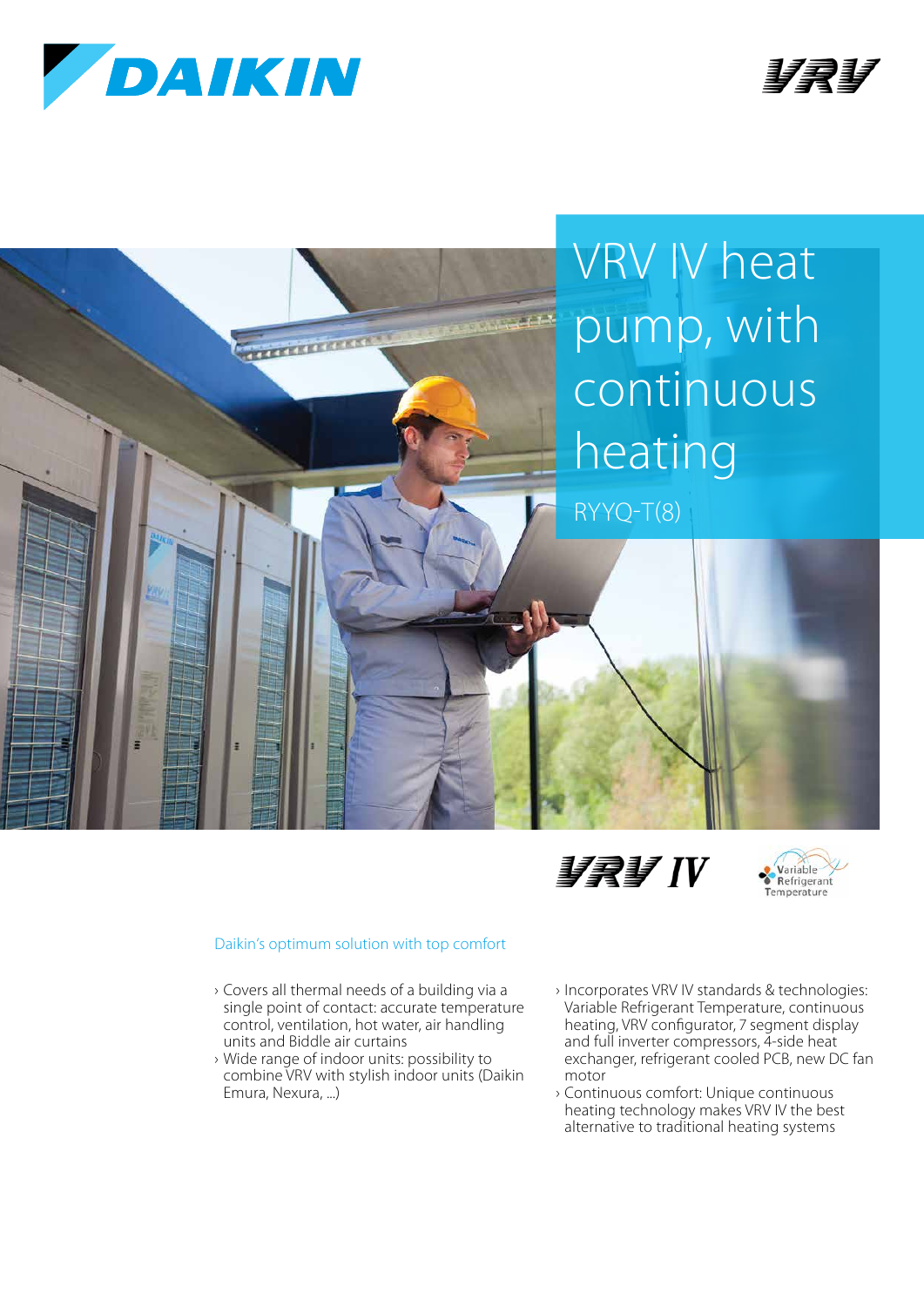# VRV IV heat pump, with continuous heating

RYYQ-T(8)

## Daikin's optimum solution with top comfort

- Covers all thermal needs of a building via a single point of contact: accurate temperature control, ventilation, hot water, air handling units and Biddle air curtains
- Wide range of indoor units: possibility to combine VRV with stylish indoor units (Daikin Emura, Nexura, ...)
- Incorporates VRV IV standards & technologies: Variable Refrigerant Temperature, continuous heating, VRV configurator, 7 segment display and full inverter compressors, 4-side heat exchanger, refrigerant cooled PCB, new DC fan motor
- Continuous comfort: Unique continuous heating technology makes VRV IV the best alternative to traditional heating systems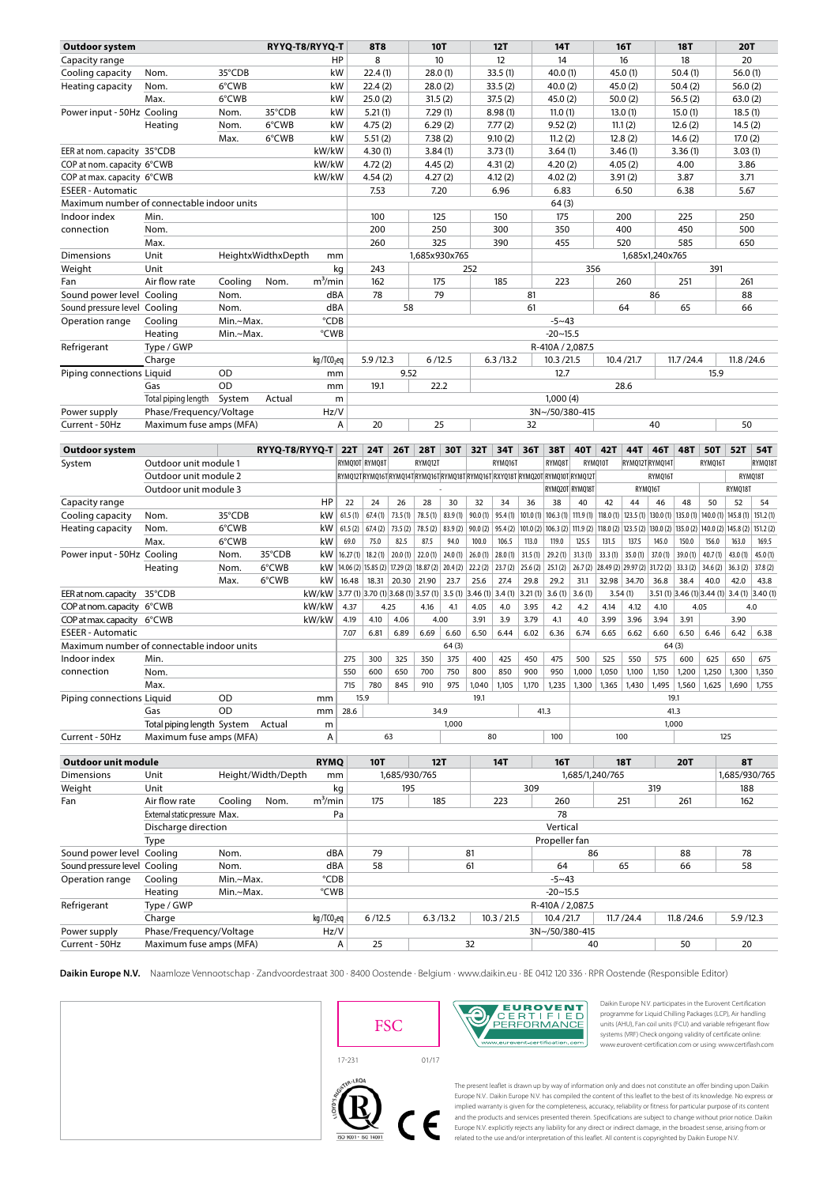| Outdoor system | | | | RYYQ-T8/RYYQ-T | 8T | 10T | 12T | 14T | 16T | 18T | 20T |
|---|---|---|---|---|---|---|---|---|---|---|---|
| Capacity range | | | | HP | 8 | 10 | 12 | 14 | 16 | 18 | 20 |
| Cooling capacity | Nom. | 35°CDB | | kW | 22.4 (1) | 28.0 (1) | 33.5 (1) | 40.0 (1) | 45.0 (1) | 50.4 (1) | 56.0 (1) |
| Heating capacity | Nom. | 6°CWB | | kW | 22.4 (2) | 28.0 (2) | 33.5 (2) | 40.0 (2) | 45.0 (2) | 50.4 (2) | 56.0 (2) |
| | Max. | 6°CWB | | kW | 25.0 (2) | 31.5 (2) | 37.5 (2) | 45.0 (2) | 50.0 (2) | 56.5 (2) | 63.0 (2) |
| Power input - 50Hz | Cooling | Nom. | 35°CDB | kW | 5.21 (1) | 7.29 (1) | 8.98 (1) | 11.0 (1) | 13.0 (1) | 15.0 (1) | 18.5 (1) |
| | Heating | Nom. | 6°CWB | kW | 4.75 (2) | 6.29 (2) | 7.77 (2) | 9.52 (2) | 11.1 (2) | 12.6 (2) | 14.5 (2) |
| | | Max. | 6°CWB | kW | 5.51 (2) | 7.38 (2) | 9.10 (2) | 11.2 (2) | 12.8 (2) | 14.6 (2) | 17.0 (2) |
| EER at nom. capacity | 35°CDB | | | kW/kW | 4.30 (1) | 3.84 (1) | 3.73 (1) | 3.64 (1) | 3.46 (1) | 3.36 (1) | 3.03 (1) |
| COP at nom. capacity | 6°CWB | | | kW/kW | 4.72 (2) | 4.45 (2) | 4.31 (2) | 4.20 (2) | 4.05 (2) | 4.00 | 3.86 |
| COP at max. capacity | 6°CWB | | | kW/kW | 4.54 (2) | 4.27 (2) | 4.12 (2) | 4.02 (2) | 3.91 (2) | 3.87 | 3.71 |
| ESEER - Automatic | | | | | 7.53 | 7.20 | 6.96 | 6.83 | 6.50 | 6.38 | 5.67 |
| Maximum number of connectable indoor units | | | | | | | | 64 (3) | | | |
| Indoor index connection | Min. | | | | 100 | 125 | 150 | 175 | 200 | 225 | 250 |
| | Nom. | | | | 200 | 250 | 300 | 350 | 400 | 450 | 500 |
| | Max. | | | | 260 | 325 | 390 | 455 | 520 | 585 | 650 |
| Dimensions | Unit | HeightxWidthxDepth | | mm | | 1,685x930x765 | | | 1,685x1,240x765 | | |
| Weight | Unit | | | kg | 243 | 252 | | 356 | | 391 | |
| Fan | Air flow rate | Cooling | Nom. | m³/min | 162 | 175 | 185 | 223 | 260 | 251 | 261 |
| Sound power level | Cooling | Nom. | | dBA | 78 | 79 | 81 | | 86 | | 88 |
| Sound pressure level | Cooling | Nom. | | dBA | 58 | | 61 | | 64 | 65 | 66 |
| Operation range | Cooling | Min.~Max. | | °CDB | | | | -5~43 | | | |
| | Heating | Min.~Max. | | °CWB | | | | -20~15.5 | | | |
| Refrigerant | Type / GWP | | | | | | | R-410A / 2,087.5 | | | |
| | Charge | | | kg/TCO₂eq | 5.9 /12.3 | 6 /12.5 | 6.3 /13.2 | 10.3 /21.5 | 10.4 /21.7 | 11.7 /24.4 | 11.8 /24.6 |
| Piping connections | Liquid | OD | | mm | 9.52 | | 12.7 | | | 15.9 | |
| | Gas | OD | | mm | 19.1 | 22.2 | | | 28.6 | | |
| | Total piping length | System | Actual | m | | | | 1,000 (4) | | | |
| Power supply | Phase/Frequency/Voltage | | | Hz/V | | | | 3N~/50/380-415 | | | |
| Current - 50Hz | Maximum fuse amps (MFA) | | | A | 20 | 25 | 32 | | 40 | | 50 |

| Outdoor system | | | | RYYQ-T8/RYYQ-T | 22T | 24T | 26T | 28T | 30T | 32T | 34T | 36T | 38T | 40T | 42T | 44T | 46T | 48T | 50T | 52T | 54T |
|---|---|---|---|---|---|---|---|---|---|---|---|---|---|---|---|---|---|---|---|---|---|
| System | Outdoor unit module 1 | | | | RYMQ10T | RYMQ8T | | RYMQ12T | | | RYMQ16T | | RYMQ8T | RYMQ10T | | RYMQ12T | RYMQ14T | | RYMQ16T | | RYMQ18T |
| | Outdoor unit module 2 | | | | RYMQ12T | RYMQ16T | RYMQ14T | RYMQ16T | RYMQ18T | RYMQ16T | RYMQ18T | RYMQ20T | RYMQ10T | RYMQ12T | | | RYMQ16T | | | RYMQ18T | |
| | Outdoor unit module 3 | | | | | | | | - | | | | RYMQ20T | RYMQ18T | | RYMQ16T | | | | RYMQ18T | |
| Capacity range | | | | HP | 22 | 24 | 26 | 28 | 30 | 32 | 34 | 36 | 38 | 40 | 42 | 44 | 46 | 48 | 50 | 52 | 54 |
| Cooling capacity | Nom. | 35°CDB | | kW | 61.5 (1) | 67.4 (1) | 73.5 (1) | 78.5 (1) | 83.9 (1) | 90.0 (1) | 95.4 (1) | 101.0 (1) | 106.3 (1) | 111.9 (1) | 118.0 (1) | 123.5 (1) | 130.0 (1) | 135.0 (1) | 140.0 (1) | 145.8 (1) | 151.2 (1) |
| Heating capacity | Nom. | 6°CWB | | kW | 61.5 (2) | 67.4 (2) | 73.5 (2) | 78.5 (2) | 83.9 (2) | 90.0 (2) | 95.4 (2) | 101.0 (2) | 106.3 (2) | 111.9 (2) | 118.0 (2) | 123.5 (2) | 130.0 (2) | 135.0 (2) | 140.0 (2) | 145.8 (2) | 151.2 (2) |
| | Max. | 6°CWB | | kW | 69.0 | 75.0 | 82.5 | 87.5 | 94.0 | 100.0 | 106.5 | 113.0 | 119.0 | 125.5 | 131.5 | 137.5 | 145.0 | 150.0 | 156.0 | 163.0 | 169.5 |
| Power input - 50Hz | Cooling | Nom. | 35°CDB | kW | 16.27 (1) | 18.2 (1) | 20.0 (1) | 22.0 (1) | 24.0 (1) | 26.0 (1) | 28.0 (1) | 31.5 (1) | 29.2 (1) | 31.3 (1) | 33.3 (1) | 35.0 (1) | 37.0 (1) | 39.0 (1) | 40.7 (1) | 43.0 (1) | 45.0 (1) |
| | Heating | Nom. | 6°CWB | kW | 14.06 (2) | 15.85 (2) | 17.29 (2) | 18.87 (2) | 20.4 (2) | 22.2 (2) | 23.7 (2) | 25.6 (2) | 25.1 (2) | 26.7 (2) | 28.49 (2) | 29.97 (2) | 31.72 (2) | 33.3 (2) | 34.6 (2) | 36.3 (2) | 37.8 (2) |
| | | Max. | 6°CWB | kW | 16.48 | 18.31 | 20.30 | 21.90 | 23.7 | 25.6 | 27.4 | 29.8 | 29.2 | 31.1 | 32.98 | 34.70 | 36.8 | 38.4 | 40.0 | 42.0 | 43.8 |
| EER at nom. capacity | 35°CDB | | | kW/kW | 3.77 (1) | 3.70 (1) | 3.68 (1) | 3.57 (1) | 3.5 (1) | 3.46 (1) | 3.4 (1) | 3.21 (1) | 3.6 (1) | 3.6 (1) | 3.54 (1) | | 3.51 (1) | 3.46 (1) | 3.44 (1) | 3.4 (1) | 3.40 (1) |
| COP at nom. capacity | 6°CWB | | | kW/kW | 4.37 | 4.25 | | 4.16 | 4.1 | 4.05 | 4.0 | 3.95 | 4.2 | 4.2 | 4.14 | 4.12 | 4.10 | 4.05 | | 4.0 | |
| COP at max. capacity | 6°CWB | | | kW/kW | 4.19 | 4.10 | 4.06 | 4.00 | | 3.91 | 3.9 | 3.79 | 4.1 | 4.0 | 3.99 | 3.96 | 3.94 | 3.91 | 3.90 | | |
| ESEER - Automatic | | | | | 7.07 | 6.81 | 6.89 | 6.69 | 6.60 | 6.50 | 6.44 | 6.02 | 6.36 | 6.74 | 6.65 | 6.62 | 6.60 | 6.50 | 6.46 | 6.42 | 6.38 |
| Maximum number of connectable indoor units | | | | | | | | | 64 (3) | | | | | | | | 64 (3) | | | | |
| Indoor index connection | Min. | | | | 275 | 300 | 325 | 350 | 375 | 400 | 425 | 450 | 475 | 500 | 525 | 550 | 575 | 600 | 625 | 650 | 675 |
| | Nom. | | | | 550 | 600 | 650 | 700 | 750 | 800 | 850 | 900 | 950 | 1,000 | 1,050 | 1,100 | 1,150 | 1,200 | 1,250 | 1,300 | 1,350 |
| | Max. | | | | 715 | 780 | 845 | 910 | 975 | 1,040 | 1,105 | 1,170 | 1,235 | 1,300 | 1,365 | 1,430 | 1,495 | 1,560 | 1,625 | 1,690 | 1,755 |
| Piping connections | Liquid | OD | | mm | 15.9 | | | | | 19.1 | | | | | | | 19.1 | | | | |
| | Gas | OD | | mm | 28.6 | | | 34.9 | | | | 41.3 | | | | | 41.3 | | | | |
| | Total piping length | System | Actual | m | | | | | | 1,000 | | | | | | | 1,000 | | | | |
| Current - 50Hz | Maximum fuse amps (MFA) | | | A | | 63 | | | | 80 | | | 100 | | | 100 | | | 125 | | |

| Outdoor unit module | | | | RYMQ | 10T | 12T | 14T | 16T | 18T | 20T | 8T |
|---|---|---|---|---|---|---|---|---|---|---|---|
| Dimensions | Unit | Height/Width/Depth | | mm | 1,685/930/765 | | | 1,685/1,240/765 | | | 1,685/930/765 |
| Weight | Unit | | | kg | 195 | | 309 | | 319 | | 188 |
| Fan | Air flow rate | Cooling | Nom. | m³/min | 175 | 185 | 223 | 260 | 251 | 261 | 162 |
| | External static pressure | Max. | | Pa | | | | 78 | | | |
| | Discharge direction | | | | | | | Vertical | | | |
| | Type | | | | | | | Propeller fan | | | |
| Sound power level | Cooling | Nom. | | dBA | 79 | 81 | | 86 | | 88 | 78 |
| Sound pressure level | Cooling | Nom. | | dBA | 58 | 61 | | 64 | 65 | 66 | 58 |
| Operation range | Cooling | Min.~Max. | | °CDB | | | | -5~43 | | | |
| | Heating | Min.~Max. | | °CWB | | | | -20~15.5 | | | |
| Refrigerant | Type / GWP | | | | | | | R-410A / 2,087.5 | | | |
| | Charge | | | kg/TCO₂eq | 6 /12.5 | 6.3 /13.2 | 10.3 / 21.5 | 10.4 /21.7 | 11.7 /24.4 | 11.8 /24.6 | 5.9 /12.3 |
| Power supply | Phase/Frequency/Voltage | | | Hz/V | | | | 3N~/50/380-415 | | | |
| Current - 50Hz | Maximum fuse amps (MFA) | | | A | 25 | 32 | | 40 | | 50 | 20 |

**Daikin Europe N.V.** Naamloze Vennootschap · Zandvoordestraat 300 · 8400 Oostende · Belgium · www.daikin.eu · BE 0412 120 336 · RPR Oostende (Responsible Editor)

FSC

17-231 01/17

EUROVENT CERTIFIED PERFORMANCE www.eurovent-certification.com

Daikin Europe N.V. participates in the Eurovent Certification programme for Liquid Chilling Packages (LCP), Air handling units (AHU), Fan coil units (FCU) and variable refrigerant flow systems (VRF) Check ongoing validity of certificate online: www.eurovent-certification.com or using: www.certiflash.com

ISO 9001 · ISO 14001

The present leaflet is drawn up by way of information only and does not constitute an offer binding upon Daikin Europe N.V.. Daikin Europe N.V. has compiled the content of this leaflet to the best of its knowledge. No express or implied warranty is given for the completeness, accuracy, reliability or fitness for particular purpose of its content and the products and services presented therein. Specifications are subject to change without prior notice. Daikin Europe N.V. explicitly rejects any liability for any direct or indirect damage, in the broadest sense, arising from or related to the use and/or interpretation of this leaflet. All content is copyrighted by Daikin Europe N.V.